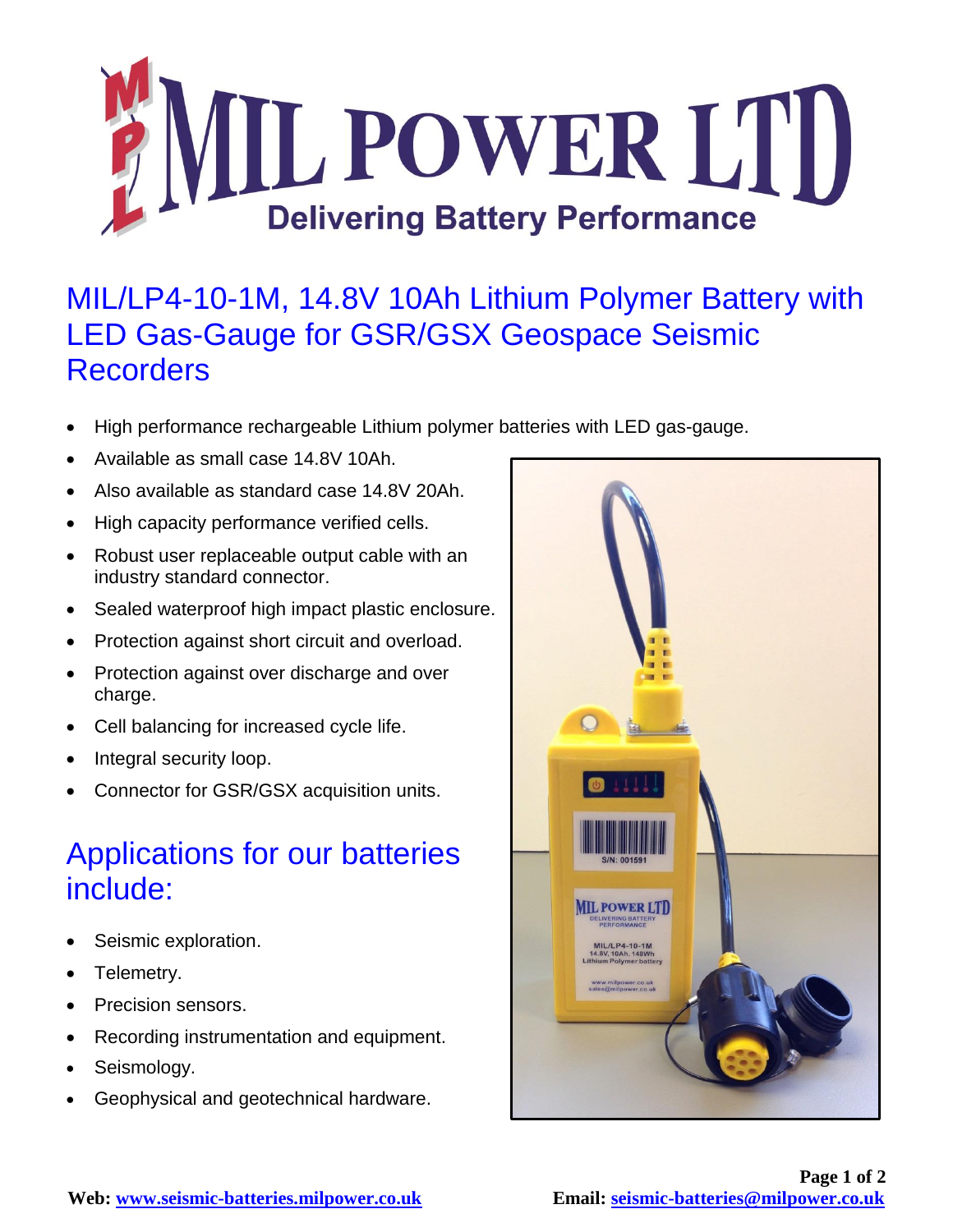# MIL POWER LTD

**Delivering Battery Performance**

## MIL/LP4-10-1M, 14.8V 10Ah Lithium Polymer Battery with LED Gas-Gauge for GSR/GSX Geospace Seismic Recorders

- High performance rechargeable Lithium polymer batteries with LED gas-gauge.
- Available as small case 14.8V 10Ah.
- Also available as standard case 14.8V 20Ah.
- High capacity performance verified cells.
- Robust user replaceable output cable with an industry standard connector.
- Sealed waterproof high impact plastic enclosure.
- Protection against short circuit and overload.
- Protection against over discharge and over charge.
- Cell balancing for increased cycle life.
- Integral security loop.
- Connector for GSR/GSX acquisition units.

## Applications for our batteries include:

- Seismic exploration.
- Telemetry.
- Precision sensors.
- Recording instrumentation and equipment.
- Seismology.
- Geophysical and geotechnical hardware.

**Web:** www.seismic-batteries.milpower.co.uk **Email:** seismic-batteries@milpower.co.uk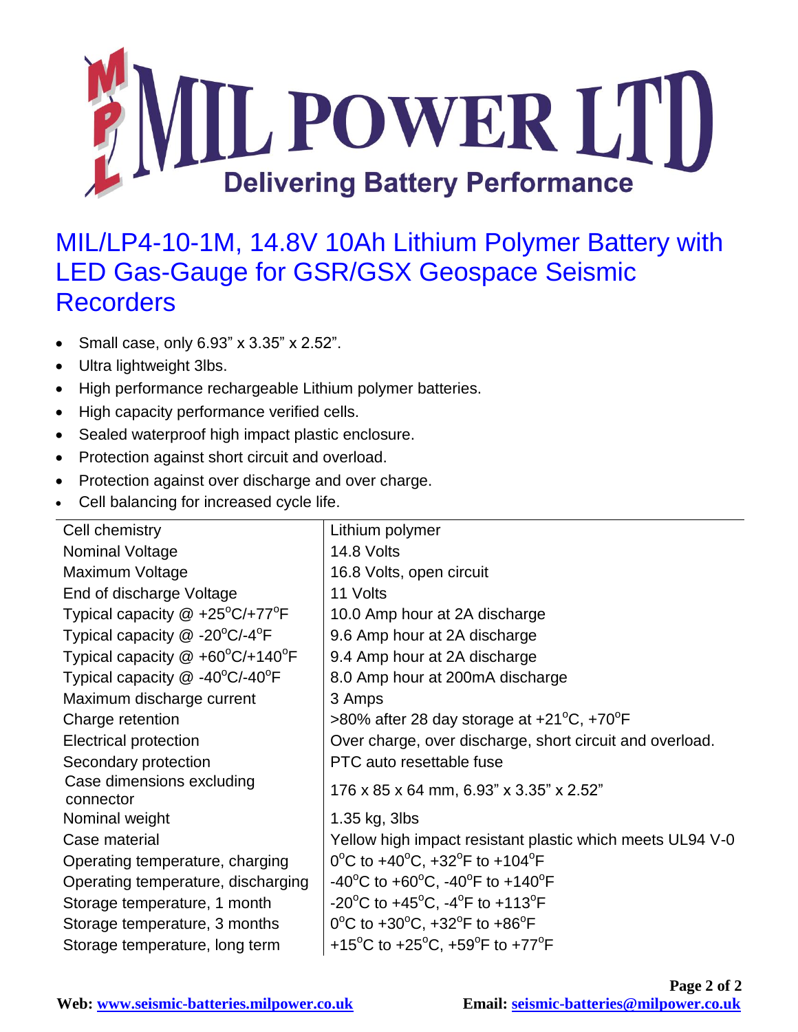# MIL POWER LTD

**Delivering Battery Performance**

## MIL/LP4-10-1M, 14.8V 10Ah Lithium Polymer Battery with LED Gas-Gauge for GSR/GSX Geospace Seismic Recorders

- Small case, only 6.93" x 3.35" x 2.52".
- Ultra lightweight 3lbs.
- High performance rechargeable Lithium polymer batteries.
- High capacity performance verified cells.
- Sealed waterproof high impact plastic enclosure.
- Protection against short circuit and overload.
- Protection against over discharge and over charge.
- Cell balancing for increased cycle life.

| | |
|---|---|
| Cell chemistry | Lithium polymer |
| Nominal Voltage | 14.8 Volts |
| Maximum Voltage | 16.8 Volts, open circuit |
| End of discharge Voltage | 11 Volts |
| Typical capacity @ +25°C/+77°F | 10.0 Amp hour at 2A discharge |
| Typical capacity @ -20°C/-4°F | 9.6 Amp hour at 2A discharge |
| Typical capacity @ +60°C/+140°F | 9.4 Amp hour at 2A discharge |
| Typical capacity @ -40°C/-40°F | 8.0 Amp hour at 200mA discharge |
| Maximum discharge current | 3 Amps |
| Charge retention | >80% after 28 day storage at +21°C, +70°F |
| Electrical protection | Over charge, over discharge, short circuit and overload. |
| Secondary protection | PTC auto resettable fuse |
| Case dimensions excluding connector | 176 x 85 x 64 mm, 6.93" x 3.35" x 2.52" |
| Nominal weight | 1.35 kg, 3lbs |
| Case material | Yellow high impact resistant plastic which meets UL94 V-0 |
| Operating temperature, charging | 0°C to +40°C, +32°F to +104°F |
| Operating temperature, discharging | -40°C to +60°C, -40°F to +140°F |
| Storage temperature, 1 month | -20°C to +45°C, -4°F to +113°F |
| Storage temperature, 3 months | 0°C to +30°C, +32°F to +86°F |
| Storage temperature, long term | +15°C to +25°C, +59°F to +77°F |

**Web: www.seismic-batteries.milpower.co.uk** **Email: seismic-batteries@milpower.co.uk**